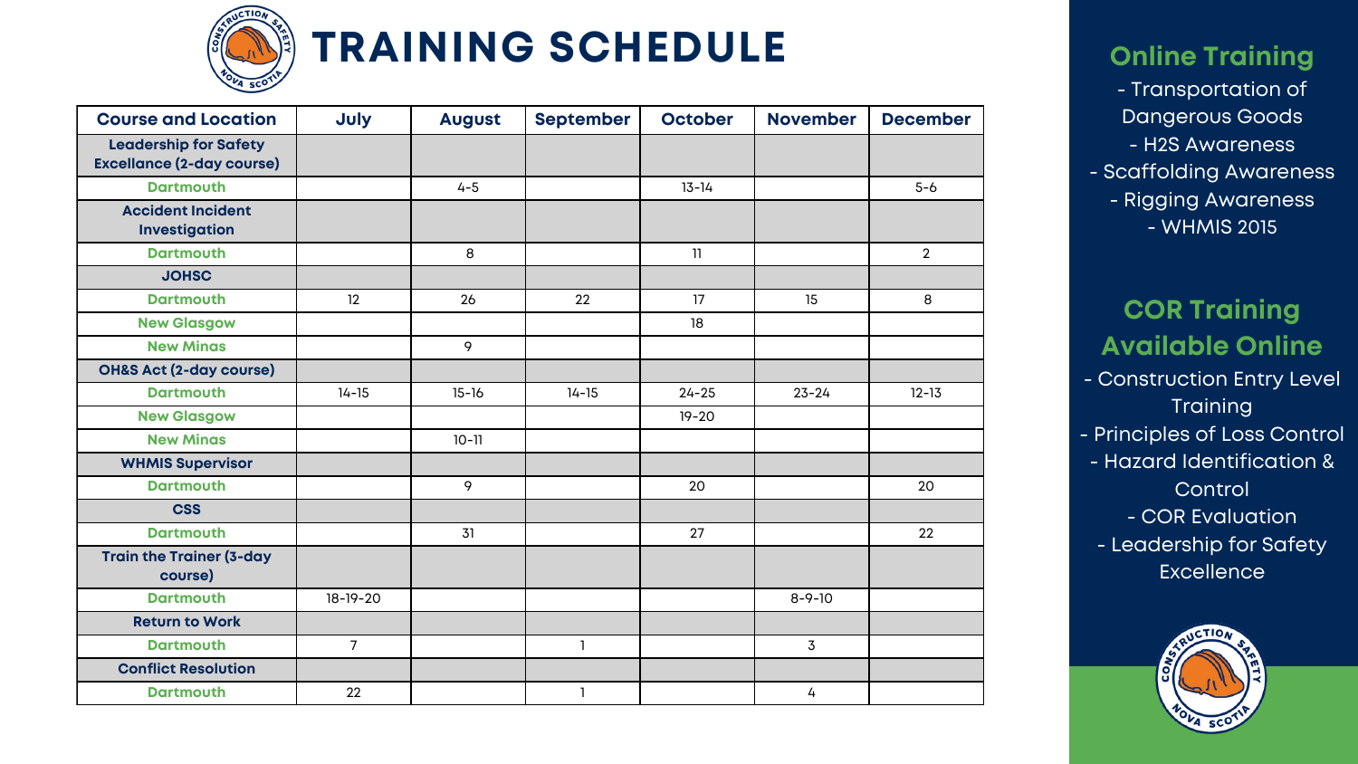# TRAINING SCHEDULE

| Course and Location | July | August | September | October | November | December |
|---|---|---|---|---|---|---|
| **Leadership for Safety Excellence (2-day course)** | | | | | | |
| Dartmouth | | 4-5 | | 13-14 | | 5-6 |
| **Accident Incident Investigation** | | | | | | |
| Dartmouth | | 8 | | 11 | | 2 |
| **JOHSC** | | | | | | |
| Dartmouth | 12 | 26 | 22 | 17 | 15 | 8 |
| New Glasgow | | | | 18 | | |
| New Minas | | 9 | | | | |
| **OH&S Act (2-day course)** | | | | | | |
| Dartmouth | 14-15 | 15-16 | 14-15 | 24-25 | 23-24 | 12-13 |
| New Glasgow | | | | 19-20 | | |
| New Minas | | 10-11 | | | | |
| **WHMIS Supervisor** | | | | | | |
| Dartmouth | | 9 | | 20 | | 20 |
| **CSS** | | | | | | |
| Dartmouth | | 31 | | 27 | | 22 |
| **Train the Trainer (3-day course)** | | | | | | |
| Dartmouth | 18-19-20 | | | | 8-9-10 | |
| **Return to Work** | | | | | | |
| Dartmouth | 7 | | 1 | | 3 | |
| **Conflict Resolution** | | | | | | |
| Dartmouth | 22 | | 1 | | 4 | |

## Online Training

- Transportation of Dangerous Goods
- H2S Awareness
- Scaffolding Awareness
- Rigging Awareness
- WHMIS 2015

## COR Training Available Online

- Construction Entry Level Training
- Principles of Loss Control
- Hazard Identification & Control
- COR Evaluation
- Leadership for Safety Excellence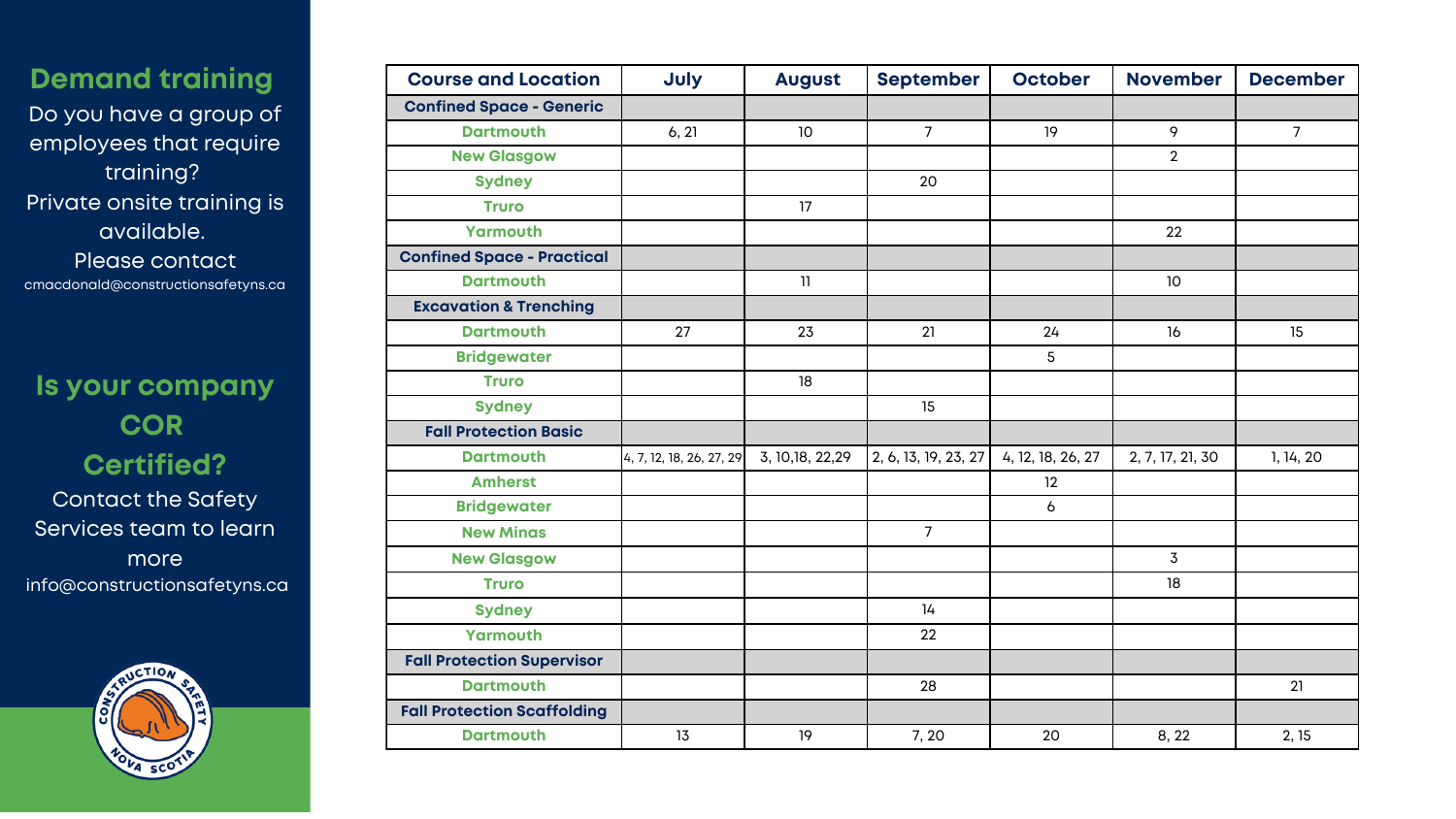## Demand training

Do you have a group of employees that require training?

Private onsite training is available.

Please contact

cmacdonald@constructionsafetyns.ca

## Is your company COR Certified?

Contact the Safety Services team to learn more

info@constructionsafetyns.ca

| Course and Location | July | August | September | October | November | December |
|---|---|---|---|---|---|---|
| **Confined Space - Generic** | | | | | | |
| Dartmouth | 6, 21 | 10 | 7 | 19 | 9 | 7 |
| New Glasgow | | | | | 2 | |
| Sydney | | | 20 | | | |
| Truro | | 17 | | | | |
| Yarmouth | | | | | 22 | |
| **Confined Space - Practical** | | | | | | |
| Dartmouth | | 11 | | | 10 | |
| **Excavation & Trenching** | | | | | | |
| Dartmouth | 27 | 23 | 21 | 24 | 16 | 15 |
| Bridgewater | | | | 5 | | |
| Truro | | 18 | | | | |
| Sydney | | | 15 | | | |
| **Fall Protection Basic** | | | | | | |
| Dartmouth | 4, 7, 12, 18, 26, 27, 29 | 3, 10,18, 22,29 | 2, 6, 13, 19, 23, 27 | 4, 12, 18, 26, 27 | 2, 7, 17, 21, 30 | 1, 14, 20 |
| Amherst | | | | 12 | | |
| Bridgewater | | | | 6 | | |
| New Minas | | | 7 | | | |
| New Glasgow | | | | | 3 | |
| Truro | | | | | 18 | |
| Sydney | | | 14 | | | |
| Yarmouth | | | 22 | | | |
| **Fall Protection Supervisor** | | | | | | |
| Dartmouth | | | 28 | | | 21 |
| **Fall Protection Scaffolding** | | | | | | |
| Dartmouth | 13 | 19 | 7, 20 | 20 | 8, 22 | 2, 15 |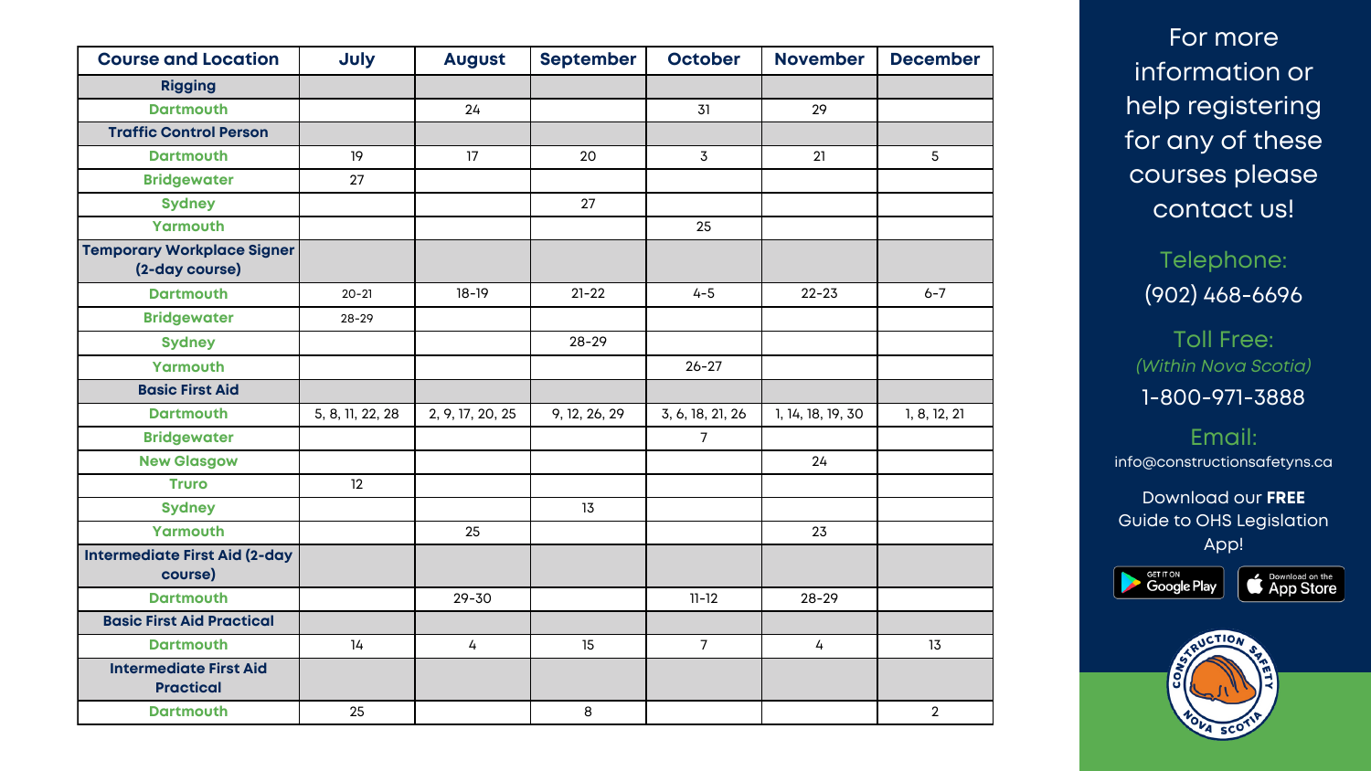| Course and Location | July | August | September | October | November | December |
|---|---|---|---|---|---|---|
| **Rigging** | | | | | | |
| Dartmouth | | 24 | | 31 | 29 | |
| **Traffic Control Person** | | | | | | |
| Dartmouth | 19 | 17 | 20 | 3 | 21 | 5 |
| Bridgewater | 27 | | | | | |
| Sydney | | | 27 | | | |
| Yarmouth | | | | 25 | | |
| **Temporary Workplace Signer (2-day course)** | | | | | | |
| Dartmouth | 20-21 | 18-19 | 21-22 | 4-5 | 22-23 | 6-7 |
| Bridgewater | 28-29 | | | | | |
| Sydney | | | 28-29 | | | |
| Yarmouth | | | | 26-27 | | |
| **Basic First Aid** | | | | | | |
| Dartmouth | 5, 8, 11, 22, 28 | 2, 9, 17, 20, 25 | 9, 12, 26, 29 | 3, 6, 18, 21, 26 | 1, 14, 18, 19, 30 | 1, 8, 12, 21 |
| Bridgewater | | | | 7 | | |
| New Glasgow | | | | | 24 | |
| Truro | 12 | | | | | |
| Sydney | | | 13 | | | |
| Yarmouth | | 25 | | | 23 | |
| **Intermediate First Aid (2-day course)** | | | | | | |
| Dartmouth | | 29-30 | | 11-12 | 28-29 | |
| **Basic First Aid Practical** | | | | | | |
| Dartmouth | 14 | 4 | 15 | 7 | 4 | 13 |
| **Intermediate First Aid Practical** | | | | | | |
| Dartmouth | 25 | | 8 | | | 2 |

For more information or help registering for any of these courses please contact us!

Telephone:
(902) 468-6696

Toll Free:
*(Within Nova Scotia)*
1-800-971-3888

Email:
info@constructionsafetyns.ca

Download our **FREE** Guide to OHS Legislation App!

GET IT ON Google Play

Download on the App Store

CONSTRUCTION SAFETY NOVA SCOTIA